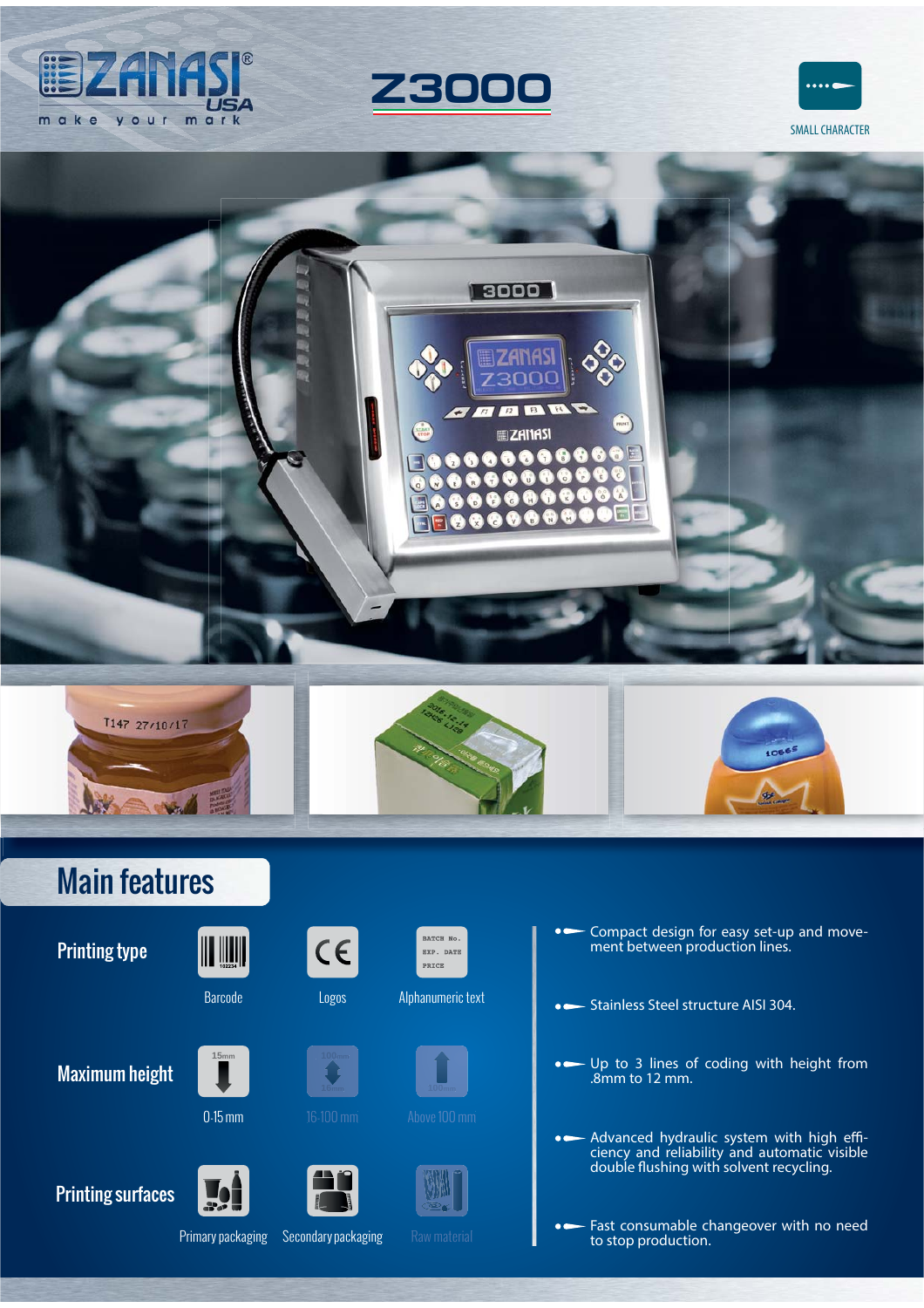# ZANASI USA

make your mark

# Z3000

SMALL CHARACTER

## Main features

**Printing type**

- Barcode
- Logos
- Alphanumeric text

**Maximum height**

- 0-15 mm
- 16-100 mm
- Above 100 mm

**Printing surfaces**

- Primary packaging
- Secondary packaging
- Raw material

---

- Compact design for easy set-up and movement between production lines.
- Stainless Steel structure AISI 304.
- Up to 3 lines of coding with height from .8mm to 12 mm.
- Advanced hydraulic system with high efficiency and reliability and automatic visible double flushing with solvent recycling.
- Fast consumable changeover with no need to stop production.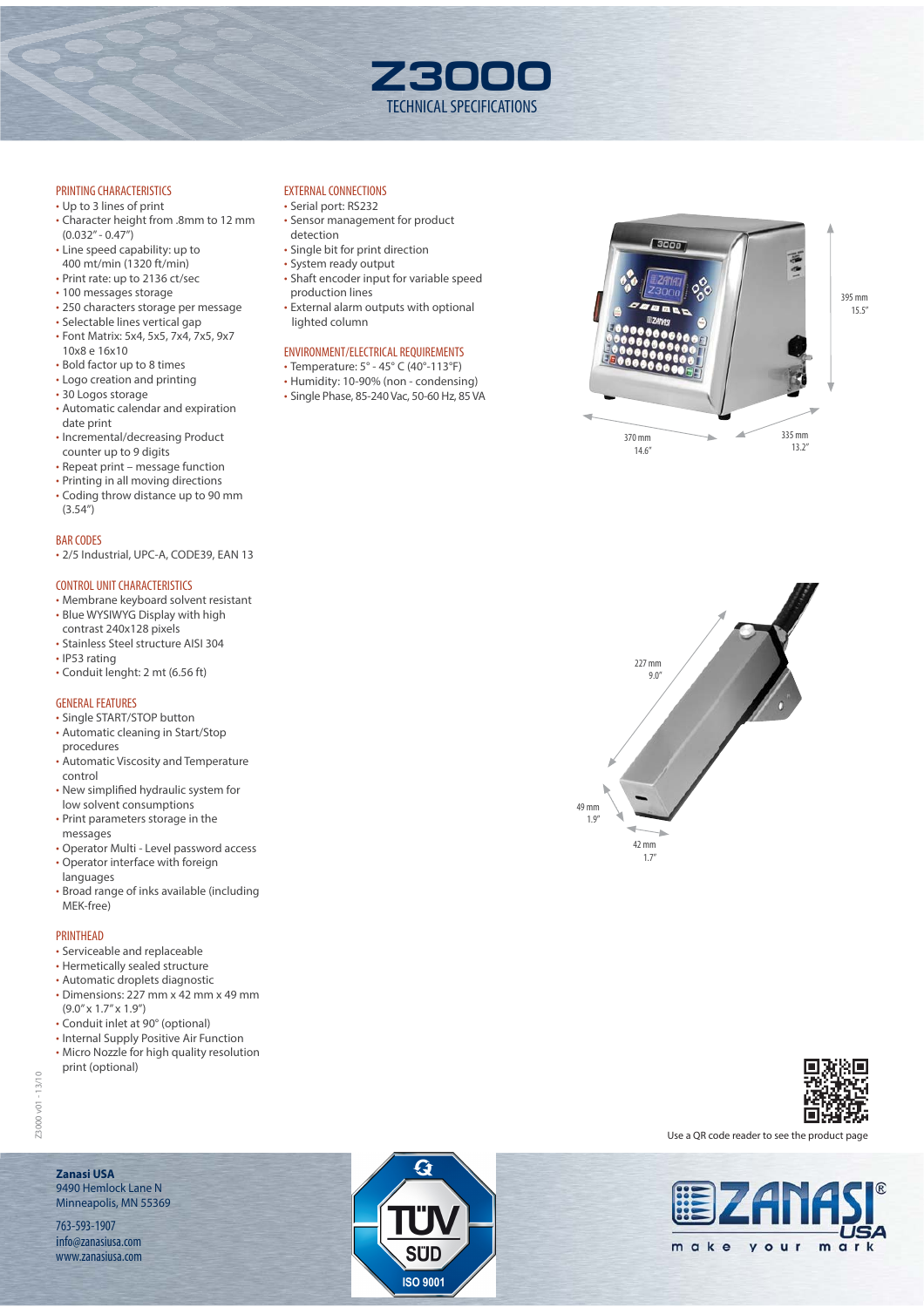# Z3000

## TECHNICAL SPECIFICATIONS

### PRINTING CHARACTERISTICS

- Up to 3 lines of print
- Character height from .8mm to 12 mm (0.032" - 0.47")
- Line speed capability: up to 400 mt/min (1320 ft/min)
- Print rate: up to 2136 ct/sec
- 100 messages storage
- 250 characters storage per message
- Selectable lines vertical gap
- Font Matrix: 5x4, 5x5, 7x4, 7x5, 9x7 10x8 e 16x10
- Bold factor up to 8 times
- Logo creation and printing
- 30 Logos storage
- Automatic calendar and expiration date print
- Incremental/decreasing Product counter up to 9 digits
- Repeat print – message function
- Printing in all moving directions
- Coding throw distance up to 90 mm (3.54")

### BAR CODES

- 2/5 Industrial, UPC-A, CODE39, EAN 13

### CONTROL UNIT CHARACTERISTICS

- Membrane keyboard solvent resistant
- Blue WYSIWYG Display with high contrast 240x128 pixels
- Stainless Steel structure AISI 304
- IP53 rating
- Conduit lenght: 2 mt (6.56 ft)

### GENERAL FEATURES

- Single START/STOP button
- Automatic cleaning in Start/Stop procedures
- Automatic Viscosity and Temperature control
- New simplified hydraulic system for low solvent consumptions
- Print parameters storage in the messages
- Operator Multi - Level password access
- Operator interface with foreign languages
- Broad range of inks available (including MEK-free)

### PRINTHEAD

- Serviceable and replaceable
- Hermetically sealed structure
- Automatic droplets diagnostic
- Dimensions: 227 mm x 42 mm x 49 mm (9.0" x 1.7" x 1.9")
- Conduit inlet at 90° (optional)
- Internal Supply Positive Air Function
- Micro Nozzle for high quality resolution print (optional)

### EXTERNAL CONNECTIONS

- Serial port: RS232
- Sensor management for product detection
- Single bit for print direction
- System ready output
- Shaft encoder input for variable speed production lines
- External alarm outputs with optional lighted column

### ENVIRONMENT/ELECTRICAL REQUIREMENTS

- Temperature: 5° - 45° C (40°-113°F)
- Humidity: 10-90% (non - condensing)
- Single Phase, 85-240 Vac, 50-60 Hz, 85 VA

395 mm
15.5"

370 mm
14.6"

335 mm
13.2"

227 mm
9.0"

49 mm
1.9"

42 mm
1.7"

Use a QR code reader to see the product page

Z3000 v01 - 13/10

**Zanasi USA**
9490 Hemlock Lane N
Minneapolis, MN 55369

763-593-1907
info@zanasiusa.com
www.zanasiusa.com

TÜV SÜD ISO 9001

ZANASI USA — make your mark